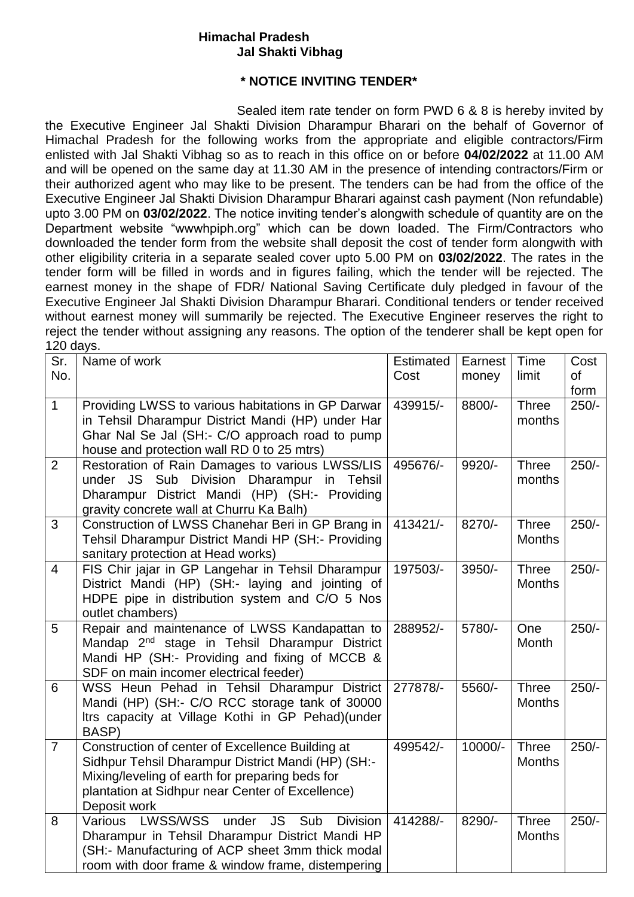**Himachal Pradesh**
**Jal Shakti Vibhag**

**\* NOTICE INVITING TENDER\***

Sealed item rate tender on form PWD 6 & 8 is hereby invited by the Executive Engineer Jal Shakti Division Dharampur Bharari on the behalf of Governor of Himachal Pradesh for the following works from the appropriate and eligible contractors/Firm enlisted with Jal Shakti Vibhag so as to reach in this office on or before **04/02/2022** at 11.00 AM and will be opened on the same day at 11.30 AM in the presence of intending contractors/Firm or their authorized agent who may like to be present. The tenders can be had from the office of the Executive Engineer Jal Shakti Division Dharampur Bharari against cash payment (Non refundable) upto 3.00 PM on **03/02/2022**. The notice inviting tender's alongwith schedule of quantity are on the Department website "wwwhpiph.org" which can be down loaded. The Firm/Contractors who downloaded the tender form from the website shall deposit the cost of tender form alongwith with other eligibility criteria in a separate sealed cover upto 5.00 PM on **03/02/2022**. The rates in the tender form will be filled in words and in figures failing, which the tender will be rejected. The earnest money in the shape of FDR/ National Saving Certificate duly pledged in favour of the Executive Engineer Jal Shakti Division Dharampur Bharari. Conditional tenders or tender received without earnest money will summarily be rejected. The Executive Engineer reserves the right to reject the tender without assigning any reasons. The option of the tenderer shall be kept open for 120 days.

| Sr. No. | Name of work | Estimated Cost | Earnest money | Time limit | Cost of form |
|---|---|---|---|---|---|
| 1 | Providing LWSS to various habitations in GP Darwar in Tehsil Dharampur District Mandi (HP) under Har Ghar Nal Se Jal (SH:- C/O approach road to pump house and protection wall RD 0 to 25 mtrs) | 439915/- | 8800/- | Three months | 250/- |
| 2 | Restoration of Rain Damages to various LWSS/LIS under JS Sub Division Dharampur in Tehsil Dharampur District Mandi (HP) (SH:- Providing gravity concrete wall at Churru Ka Balh) | 495676/- | 9920/- | Three months | 250/- |
| 3 | Construction of LWSS Chanehar Beri in GP Brang in Tehsil Dharampur District Mandi HP (SH:- Providing sanitary protection at Head works) | 413421/- | 8270/- | Three Months | 250/- |
| 4 | FIS Chir jajar in GP Langehar in Tehsil Dharampur District Mandi (HP) (SH:- laying and jointing of HDPE pipe in distribution system and C/O 5 Nos outlet chambers) | 197503/- | 3950/- | Three Months | 250/- |
| 5 | Repair and maintenance of LWSS Kandapattan to Mandap 2nd stage in Tehsil Dharampur District Mandi HP (SH:- Providing and fixing of MCCB & SDF on main incomer electrical feeder) | 288952/- | 5780/- | One Month | 250/- |
| 6 | WSS Heun Pehad in Tehsil Dharampur District Mandi (HP) (SH:- C/O RCC storage tank of 30000 ltrs capacity at Village Kothi in GP Pehad)(under BASP) | 277878/- | 5560/- | Three Months | 250/- |
| 7 | Construction of center of Excellence Building at Sidhpur Tehsil Dharampur District Mandi (HP) (SH:- Mixing/leveling of earth for preparing beds for plantation at Sidhpur near Center of Excellence) Deposit work | 499542/- | 10000/- | Three Months | 250/- |
| 8 | Various LWSS/WSS under JS Sub Division Dharampur in Tehsil Dharampur District Mandi HP (SH:- Manufacturing of ACP sheet 3mm thick modal room with door frame & window frame, distempering | 414288/- | 8290/- | Three Months | 250/- |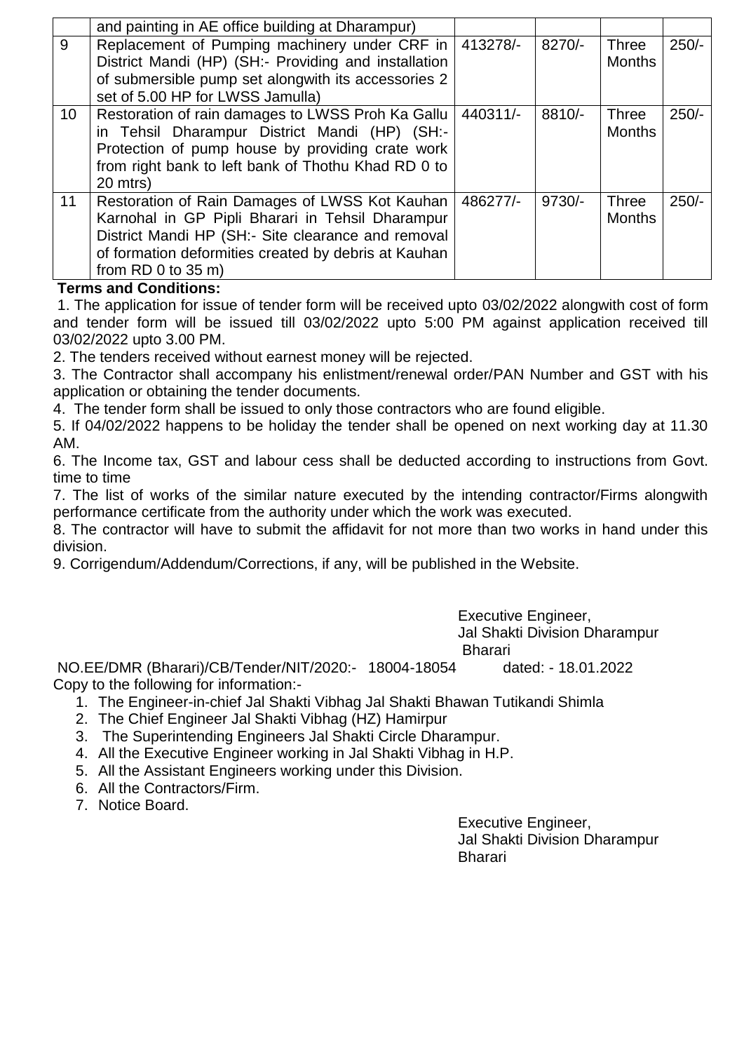| | | | | | |
|---|---|---|---|---|---|
| | and painting in AE office building at Dharampur) | | | | |
| 9 | Replacement of Pumping machinery under CRF in District Mandi (HP) (SH:- Providing and installation of submersible pump set alongwith its accessories 2 set of 5.00 HP for LWSS Jamulla) | 413278/- | 8270/- | Three Months | 250/- |
| 10 | Restoration of rain damages to LWSS Proh Ka Gallu in Tehsil Dharampur District Mandi (HP) (SH:- Protection of pump house by providing crate work from right bank to left bank of Thothu Khad RD 0 to 20 mtrs) | 440311/- | 8810/- | Three Months | 250/- |
| 11 | Restoration of Rain Damages of LWSS Kot Kauhan Karnohal in GP Pipli Bharari in Tehsil Dharampur District Mandi HP (SH:- Site clearance and removal of formation deformities created by debris at Kauhan from RD 0 to 35 m) | 486277/- | 9730/- | Three Months | 250/- |

**Terms and Conditions:**

1. The application for issue of tender form will be received upto 03/02/2022 alongwith cost of form and tender form will be issued till 03/02/2022 upto 5:00 PM against application received till 03/02/2022 upto 3.00 PM.
2. The tenders received without earnest money will be rejected.
3. The Contractor shall accompany his enlistment/renewal order/PAN Number and GST with his application or obtaining the tender documents.
4. The tender form shall be issued to only those contractors who are found eligible.
5. If 04/02/2022 happens to be holiday the tender shall be opened on next working day at 11.30 AM.
6. The Income tax, GST and labour cess shall be deducted according to instructions from Govt. time to time
7. The list of works of the similar nature executed by the intending contractor/Firms alongwith performance certificate from the authority under which the work was executed.
8. The contractor will have to submit the affidavit for not more than two works in hand under this division.
9. Corrigendum/Addendum/Corrections, if any, will be published in the Website.

Executive Engineer,
Jal Shakti Division Dharampur
Bharari

NO.EE/DMR (Bharari)/CB/Tender/NIT/2020:- 18004-18054 dated: - 18.01.2022

Copy to the following for information:-

1. The Engineer-in-chief Jal Shakti Vibhag Jal Shakti Bhawan Tutikandi Shimla
2. The Chief Engineer Jal Shakti Vibhag (HZ) Hamirpur
3. The Superintending Engineers Jal Shakti Circle Dharampur.
4. All the Executive Engineer working in Jal Shakti Vibhag in H.P.
5. All the Assistant Engineers working under this Division.
6. All the Contractors/Firm.
7. Notice Board.

Executive Engineer,
Jal Shakti Division Dharampur
Bharari